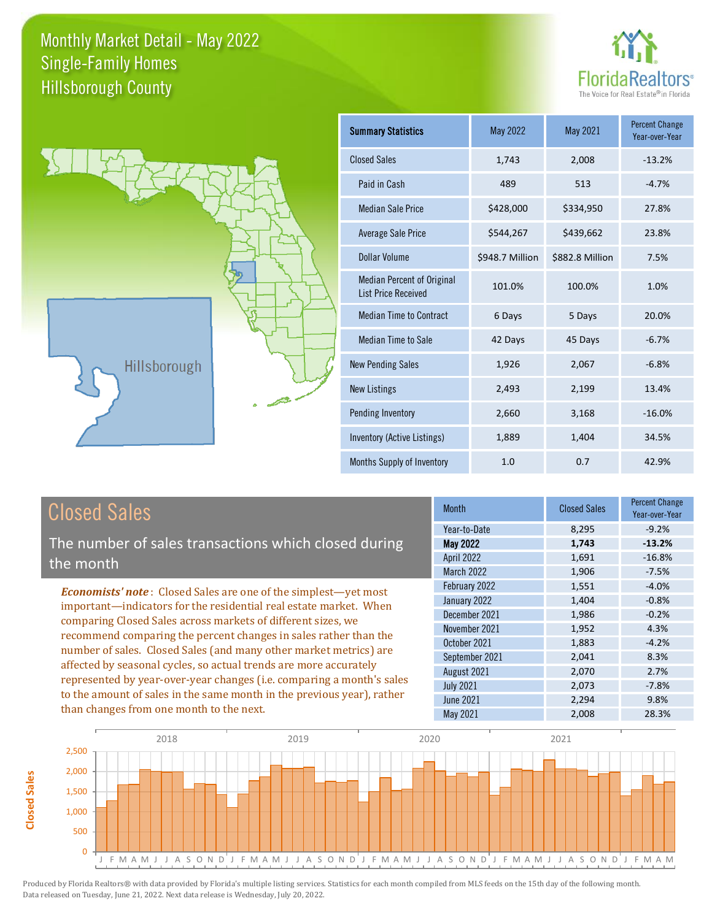# Monthly Market Detail - May 2022
## Single-Family Homes
## Hillsborough County

FloridaRealtors®
The Voice for Real Estate® in Florida

Hillsborough

| Summary Statistics | May 2022 | May 2021 | Percent Change Year-over-Year |
|---|---|---|---|
| Closed Sales | 1,743 | 2,008 | -13.2% |
| Paid in Cash | 489 | 513 | -4.7% |
| Median Sale Price | $428,000 | $334,950 | 27.8% |
| Average Sale Price | $544,267 | $439,662 | 23.8% |
| Dollar Volume | $948.7 Million | $882.8 Million | 7.5% |
| Median Percent of Original List Price Received | 101.0% | 100.0% | 1.0% |
| Median Time to Contract | 6 Days | 5 Days | 20.0% |
| Median Time to Sale | 42 Days | 45 Days | -6.7% |
| New Pending Sales | 1,926 | 2,067 | -6.8% |
| New Listings | 2,493 | 2,199 | 13.4% |
| Pending Inventory | 2,660 | 3,168 | -16.0% |
| Inventory (Active Listings) | 1,889 | 1,404 | 34.5% |
| Months Supply of Inventory | 1.0 | 0.7 | 42.9% |

## Closed Sales

The number of sales transactions which closed during the month

*Economists' note*: Closed Sales are one of the simplest—yet most important—indicators for the residential real estate market. When comparing Closed Sales across markets of different sizes, we recommend comparing the percent changes in sales rather than the number of sales. Closed Sales (and many other market metrics) are affected by seasonal cycles, so actual trends are more accurately represented by year-over-year changes (i.e. comparing a month's sales to the amount of sales in the same month in the previous year), rather than changes from one month to the next.

| Month | Closed Sales | Percent Change Year-over-Year |
|---|---|---|
| Year-to-Date | 8,295 | -9.2% |
| **May 2022** | **1,743** | **-13.2%** |
| April 2022 | 1,691 | -16.8% |
| March 2022 | 1,906 | -7.5% |
| February 2022 | 1,551 | -4.0% |
| January 2022 | 1,404 | -0.8% |
| December 2021 | 1,986 | -0.2% |
| November 2021 | 1,952 | 4.3% |
| October 2021 | 1,883 | -4.2% |
| September 2021 | 2,041 | 8.3% |
| August 2021 | 2,070 | 2.7% |
| July 2021 | 2,073 | -7.8% |
| June 2021 | 2,294 | 9.8% |
| May 2021 | 2,008 | 28.3% |

Produced by Florida Realtors® with data provided by Florida's multiple listing services. Statistics for each month compiled from MLS feeds on the 15th day of the following month. Data released on Tuesday, June 21, 2022. Next data release is Wednesday, July 20, 2022.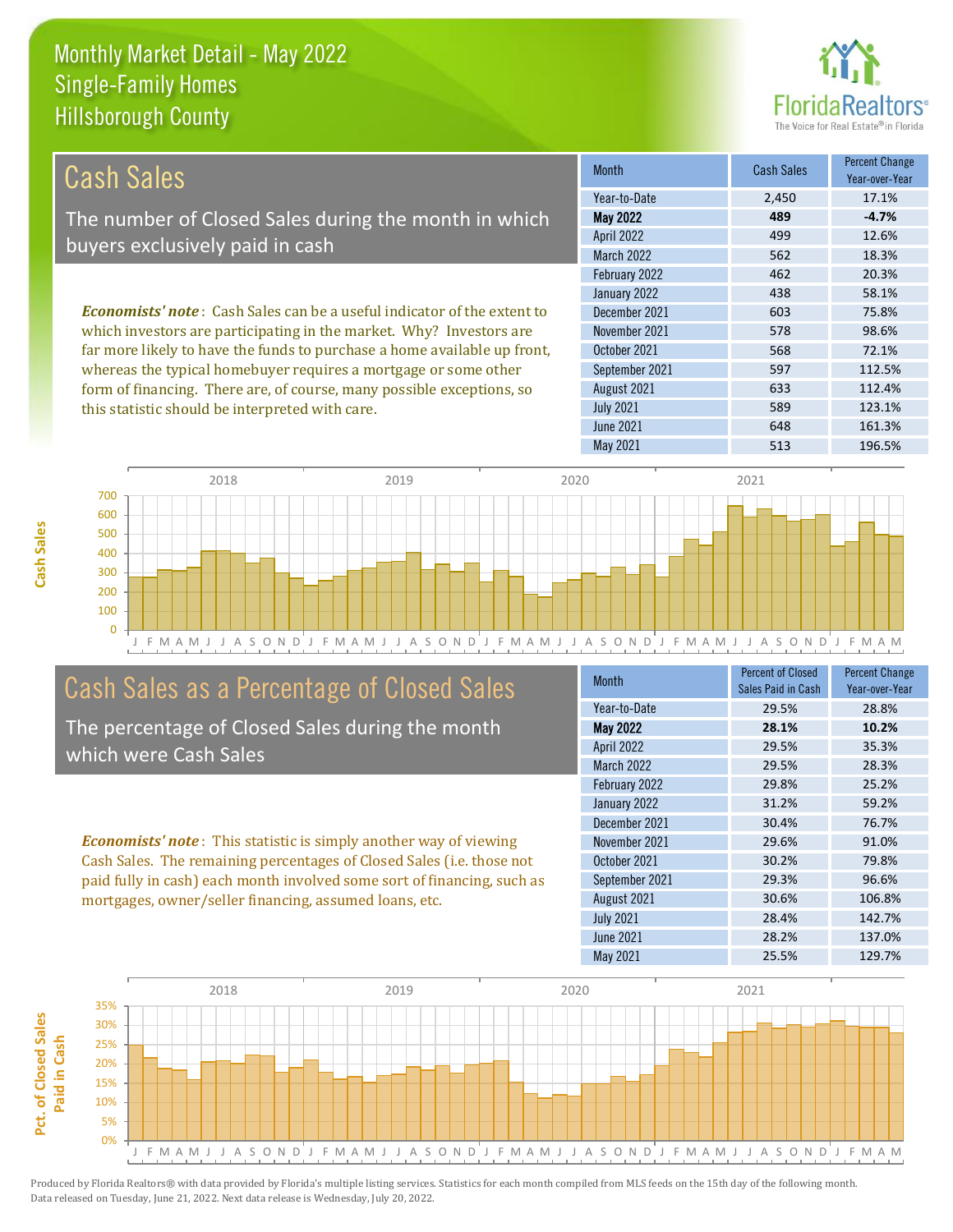# Monthly Market Detail - May 2022
## Single-Family Homes
## Hillsborough County

FloridaRealtors® The Voice for Real Estate® in Florida

## Cash Sales

The number of Closed Sales during the month in which buyers exclusively paid in cash

***Economists' note***: Cash Sales can be a useful indicator of the extent to which investors are participating in the market. Why? Investors are far more likely to have the funds to purchase a home available up front, whereas the typical homebuyer requires a mortgage or some other form of financing. There are, of course, many possible exceptions, so this statistic should be interpreted with care.

| Month | Cash Sales | Percent Change Year-over-Year |
|---|---|---|
| Year-to-Date | 2,450 | 17.1% |
| **May 2022** | **489** | **-4.7%** |
| April 2022 | 499 | 12.6% |
| March 2022 | 562 | 18.3% |
| February 2022 | 462 | 20.3% |
| January 2022 | 438 | 58.1% |
| December 2021 | 603 | 75.8% |
| November 2021 | 578 | 98.6% |
| October 2021 | 568 | 72.1% |
| September 2021 | 597 | 112.5% |
| August 2021 | 633 | 112.4% |
| July 2021 | 589 | 123.1% |
| June 2021 | 648 | 161.3% |
| May 2021 | 513 | 196.5% |

Cash Sales

2018 2019 2020 2021

0 100 200 300 400 500 600 700

J F M A M J J A S O N D J F M A M J J A S O N D J F M A M J J A S O N D J F M A M J J A S O N D J F M A M

## Cash Sales as a Percentage of Closed Sales

The percentage of Closed Sales during the month which were Cash Sales

***Economists' note***: This statistic is simply another way of viewing Cash Sales. The remaining percentages of Closed Sales (i.e. those not paid fully in cash) each month involved some sort of financing, such as mortgages, owner/seller financing, assumed loans, etc.

| Month | Percent of Closed Sales Paid in Cash | Percent Change Year-over-Year |
|---|---|---|
| Year-to-Date | 29.5% | 28.8% |
| **May 2022** | **28.1%** | **10.2%** |
| April 2022 | 29.5% | 35.3% |
| March 2022 | 29.5% | 28.3% |
| February 2022 | 29.8% | 25.2% |
| January 2022 | 31.2% | 59.2% |
| December 2021 | 30.4% | 76.7% |
| November 2021 | 29.6% | 91.0% |
| October 2021 | 30.2% | 79.8% |
| September 2021 | 29.3% | 96.6% |
| August 2021 | 30.6% | 106.8% |
| July 2021 | 28.4% | 142.7% |
| June 2021 | 28.2% | 137.0% |
| May 2021 | 25.5% | 129.7% |

Pct. of Closed Sales Paid in Cash

2018 2019 2020 2021

0% 5% 10% 15% 20% 25% 30% 35%

J F M A M J J A S O N D J F M A M J J A S O N D J F M A M J J A S O N D J F M A M J J A S O N D J F M A M

Produced by Florida Realtors® with data provided by Florida's multiple listing services. Statistics for each month compiled from MLS feeds on the 15th day of the following month. Data released on Tuesday, June 21, 2022. Next data release is Wednesday, July 20, 2022.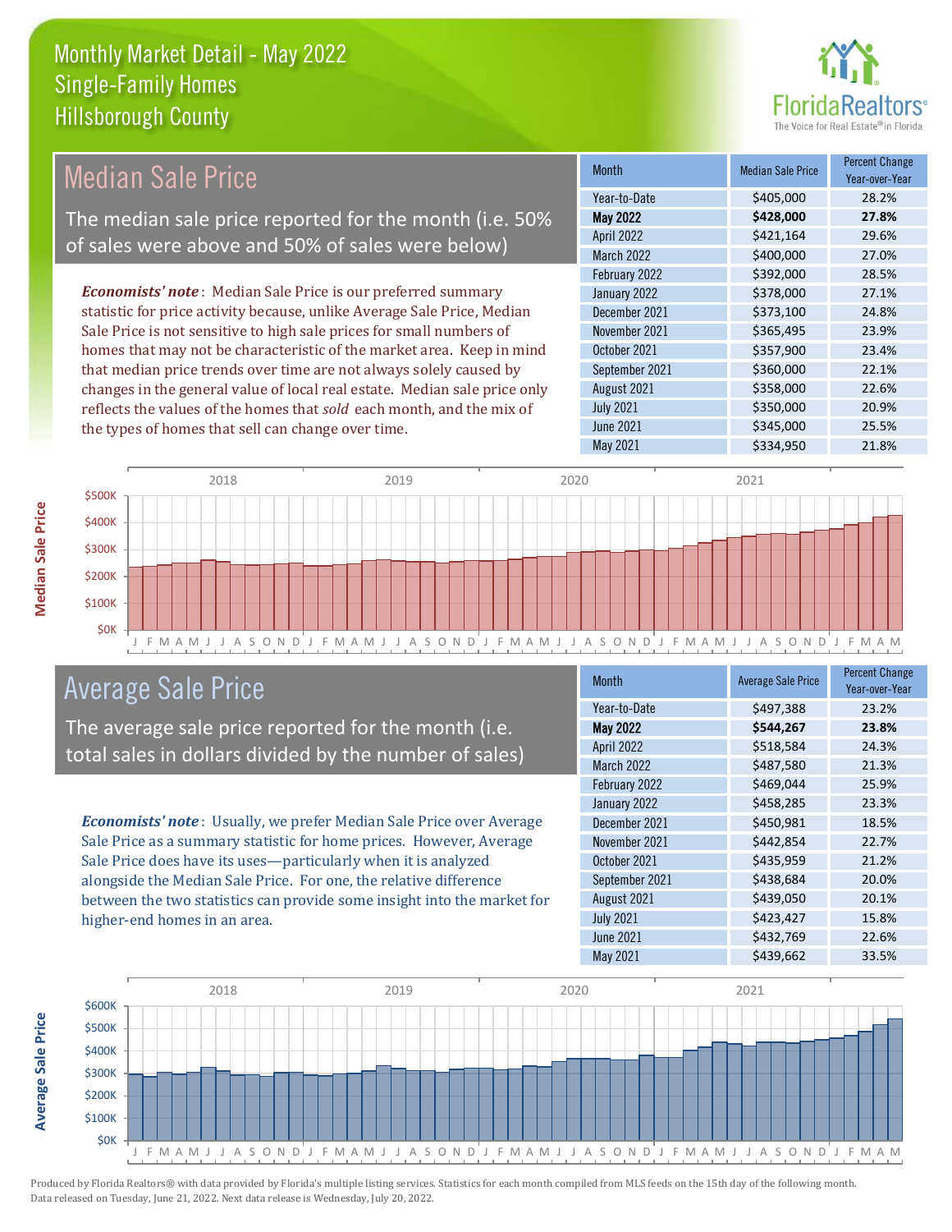# Monthly Market Detail - May 2022
## Single-Family Homes
## Hillsborough County

## Median Sale Price

The median sale price reported for the month (i.e. 50% of sales were above and 50% of sales were below)

*Economists' note*: Median Sale Price is our preferred summary statistic for price activity because, unlike Average Sale Price, Median Sale Price is not sensitive to high sale prices for small numbers of homes that may not be characteristic of the market area. Keep in mind that median price trends over time are not always solely caused by changes in the general value of local real estate. Median sale price only reflects the values of the homes that *sold* each month, and the mix of the types of homes that sell can change over time.

| Month | Median Sale Price | Percent Change Year-over-Year |
|---|---|---|
| Year-to-Date | $405,000 | 28.2% |
| **May 2022** | **$428,000** | **27.8%** |
| April 2022 | $421,164 | 29.6% |
| March 2022 | $400,000 | 27.0% |
| February 2022 | $392,000 | 28.5% |
| January 2022 | $378,000 | 27.1% |
| December 2021 | $373,100 | 24.8% |
| November 2021 | $365,495 | 23.9% |
| October 2021 | $357,900 | 23.4% |
| September 2021 | $360,000 | 22.1% |
| August 2021 | $358,000 | 22.6% |
| July 2021 | $350,000 | 20.9% |
| June 2021 | $345,000 | 25.5% |
| May 2021 | $334,950 | 21.8% |

## Average Sale Price

The average sale price reported for the month (i.e. total sales in dollars divided by the number of sales)

*Economists' note*: Usually, we prefer Median Sale Price over Average Sale Price as a summary statistic for home prices. However, Average Sale Price does have its uses—particularly when it is analyzed alongside the Median Sale Price. For one, the relative difference between the two statistics can provide some insight into the market for higher-end homes in an area.

| Month | Average Sale Price | Percent Change Year-over-Year |
|---|---|---|
| Year-to-Date | $497,388 | 23.2% |
| **May 2022** | **$544,267** | **23.8%** |
| April 2022 | $518,584 | 24.3% |
| March 2022 | $487,580 | 21.3% |
| February 2022 | $469,044 | 25.9% |
| January 2022 | $458,285 | 23.3% |
| December 2021 | $450,981 | 18.5% |
| November 2021 | $442,854 | 22.7% |
| October 2021 | $435,959 | 21.2% |
| September 2021 | $438,684 | 20.0% |
| August 2021 | $439,050 | 20.1% |
| July 2021 | $423,427 | 15.8% |
| June 2021 | $432,769 | 22.6% |
| May 2021 | $439,662 | 33.5% |

Produced by Florida Realtors® with data provided by Florida's multiple listing services. Statistics for each month compiled from MLS feeds on the 15th day of the following month. Data released on Tuesday, June 21, 2022. Next data release is Wednesday, July 20, 2022.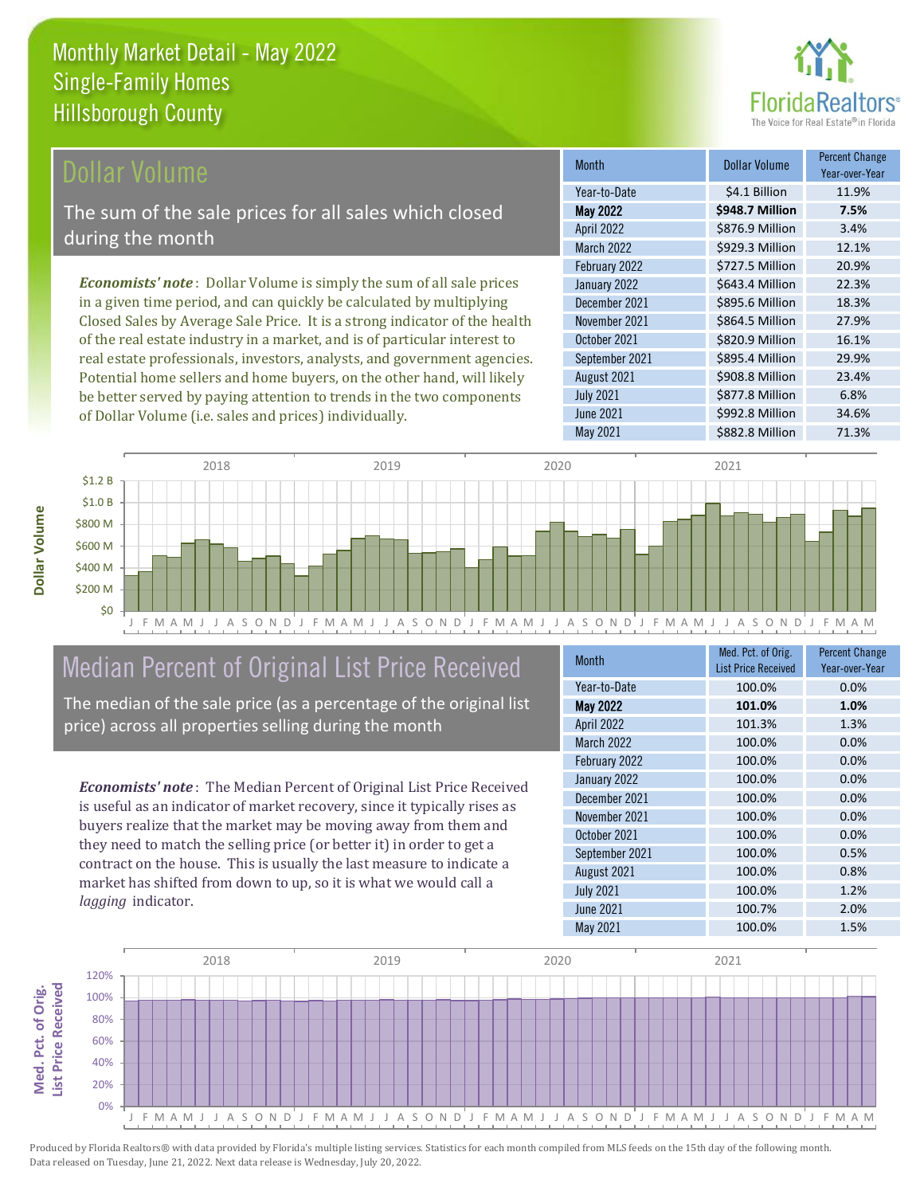Monthly Market Detail - May 2022
Single-Family Homes
Hillsborough County

## Dollar Volume

The sum of the sale prices for all sales which closed during the month

***Economists' note***: Dollar Volume is simply the sum of all sale prices in a given time period, and can quickly be calculated by multiplying Closed Sales by Average Sale Price. It is a strong indicator of the health of the real estate industry in a market, and is of particular interest to real estate professionals, investors, analysts, and government agencies. Potential home sellers and home buyers, on the other hand, will likely be better served by paying attention to trends in the two components of Dollar Volume (i.e. sales and prices) individually.

| Month | Dollar Volume | Percent Change Year-over-Year |
|---|---|---|
| Year-to-Date | $4.1 Billion | 11.9% |
| **May 2022** | **$948.7 Million** | **7.5%** |
| April 2022 | $876.9 Million | 3.4% |
| March 2022 | $929.3 Million | 12.1% |
| February 2022 | $727.5 Million | 20.9% |
| January 2022 | $643.4 Million | 22.3% |
| December 2021 | $895.6 Million | 18.3% |
| November 2021 | $864.5 Million | 27.9% |
| October 2021 | $820.9 Million | 16.1% |
| September 2021 | $895.4 Million | 29.9% |
| August 2021 | $908.8 Million | 23.4% |
| July 2021 | $877.8 Million | 6.8% |
| June 2021 | $992.8 Million | 34.6% |
| May 2021 | $882.8 Million | 71.3% |

Dollar Volume
2018 2019 2020 2021
$1.2 B
$1.0 B
$800 M
$600 M
$400 M
$200 M
$0
J F M A M J J A S O N D J F M A M J J A S O N D J F M A M J J A S O N D J F M A M J J A S O N D J F M A M

## Median Percent of Original List Price Received

The median of the sale price (as a percentage of the original list price) across all properties selling during the month

***Economists' note***: The Median Percent of Original List Price Received is useful as an indicator of market recovery, since it typically rises as buyers realize that the market may be moving away from them and they need to match the selling price (or better it) in order to get a contract on the house. This is usually the last measure to indicate a market has shifted from down to up, so it is what we would call a *lagging* indicator.

| Month | Med. Pct. of Orig. List Price Received | Percent Change Year-over-Year |
|---|---|---|
| Year-to-Date | 100.0% | 0.0% |
| **May 2022** | **101.0%** | **1.0%** |
| April 2022 | 101.3% | 1.3% |
| March 2022 | 100.0% | 0.0% |
| February 2022 | 100.0% | 0.0% |
| January 2022 | 100.0% | 0.0% |
| December 2021 | 100.0% | 0.0% |
| November 2021 | 100.0% | 0.0% |
| October 2021 | 100.0% | 0.0% |
| September 2021 | 100.0% | 0.5% |
| August 2021 | 100.0% | 0.8% |
| July 2021 | 100.0% | 1.2% |
| June 2021 | 100.7% | 2.0% |
| May 2021 | 100.0% | 1.5% |

Med. Pct. of Orig. List Price Received
2018 2019 2020 2021
120%
100%
80%
60%
40%
20%
0%
J F M A M J J A S O N D J F M A M J J A S O N D J F M A M J J A S O N D J F M A M J J A S O N D J F M A M

Produced by Florida Realtors® with data provided by Florida's multiple listing services. Statistics for each month compiled from MLS feeds on the 15th day of the following month. Data released on Tuesday, June 21, 2022. Next data release is Wednesday, July 20, 2022.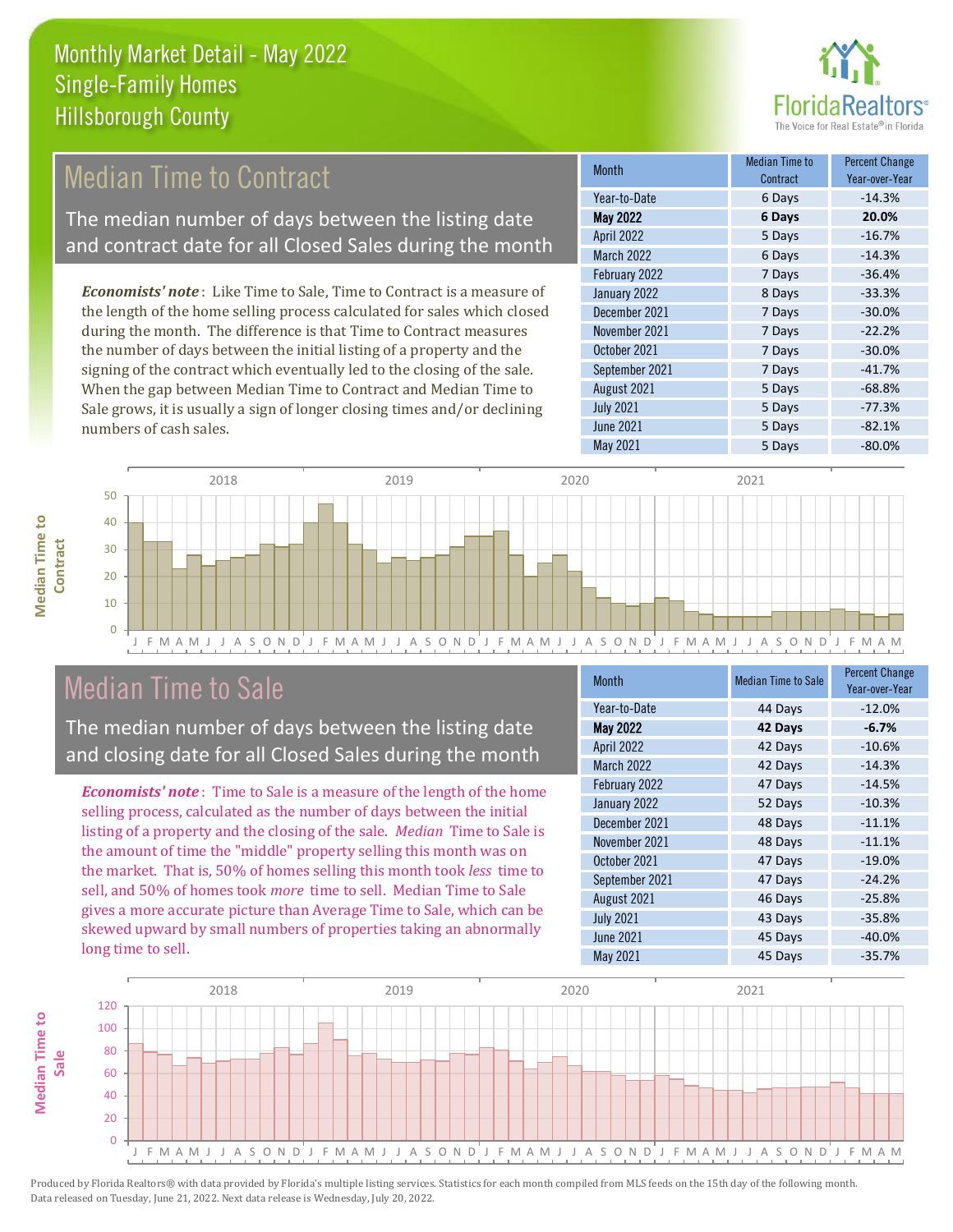# Monthly Market Detail - May 2022
## Single-Family Homes
## Hillsborough County

## Median Time to Contract

The median number of days between the listing date and contract date for all Closed Sales during the month

*Economists' note*: Like Time to Sale, Time to Contract is a measure of the length of the home selling process calculated for sales which closed during the month. The difference is that Time to Contract measures the number of days between the initial listing of a property and the signing of the contract which eventually led to the closing of the sale. When the gap between Median Time to Contract and Median Time to Sale grows, it is usually a sign of longer closing times and/or declining numbers of cash sales.

| Month | Median Time to Contract | Percent Change Year-over-Year |
|---|---|---|
| Year-to-Date | 6 Days | -14.3% |
| **May 2022** | **6 Days** | **20.0%** |
| April 2022 | 5 Days | -16.7% |
| March 2022 | 6 Days | -14.3% |
| February 2022 | 7 Days | -36.4% |
| January 2022 | 8 Days | -33.3% |
| December 2021 | 7 Days | -30.0% |
| November 2021 | 7 Days | -22.2% |
| October 2021 | 7 Days | -30.0% |
| September 2021 | 7 Days | -41.7% |
| August 2021 | 5 Days | -68.8% |
| July 2021 | 5 Days | -77.3% |
| June 2021 | 5 Days | -82.1% |
| May 2021 | 5 Days | -80.0% |

Median Time to Contract

2018 2019 2020 2021

0 10 20 30 40 50

J F M A M J J A S O N D J F M A M J J A S O N D J F M A M J J A S O N D J F M A M J J A S O N D J F M A M

## Median Time to Sale

The median number of days between the listing date and closing date for all Closed Sales during the month

*Economists' note*: Time to Sale is a measure of the length of the home selling process, calculated as the number of days between the initial listing of a property and the closing of the sale. *Median* Time to Sale is the amount of time the "middle" property selling this month was on the market. That is, 50% of homes selling this month took *less* time to sell, and 50% of homes took *more* time to sell. Median Time to Sale gives a more accurate picture than Average Time to Sale, which can be skewed upward by small numbers of properties taking an abnormally long time to sell.

| Month | Median Time to Sale | Percent Change Year-over-Year |
|---|---|---|
| Year-to-Date | 44 Days | -12.0% |
| **May 2022** | **42 Days** | **-6.7%** |
| April 2022 | 42 Days | -10.6% |
| March 2022 | 42 Days | -14.3% |
| February 2022 | 47 Days | -14.5% |
| January 2022 | 52 Days | -10.3% |
| December 2021 | 48 Days | -11.1% |
| November 2021 | 48 Days | -11.1% |
| October 2021 | 47 Days | -19.0% |
| September 2021 | 47 Days | -24.2% |
| August 2021 | 46 Days | -25.8% |
| July 2021 | 43 Days | -35.8% |
| June 2021 | 45 Days | -40.0% |
| May 2021 | 45 Days | -35.7% |

Median Time to Sale

2018 2019 2020 2021

0 20 40 60 80 100 120

J F M A M J J A S O N D J F M A M J J A S O N D J F M A M J J A S O N D J F M A M J J A S O N D J F M A M

Produced by Florida Realtors® with data provided by Florida's multiple listing services. Statistics for each month compiled from MLS feeds on the 15th day of the following month. Data released on Tuesday, June 21, 2022. Next data release is Wednesday, July 20, 2022.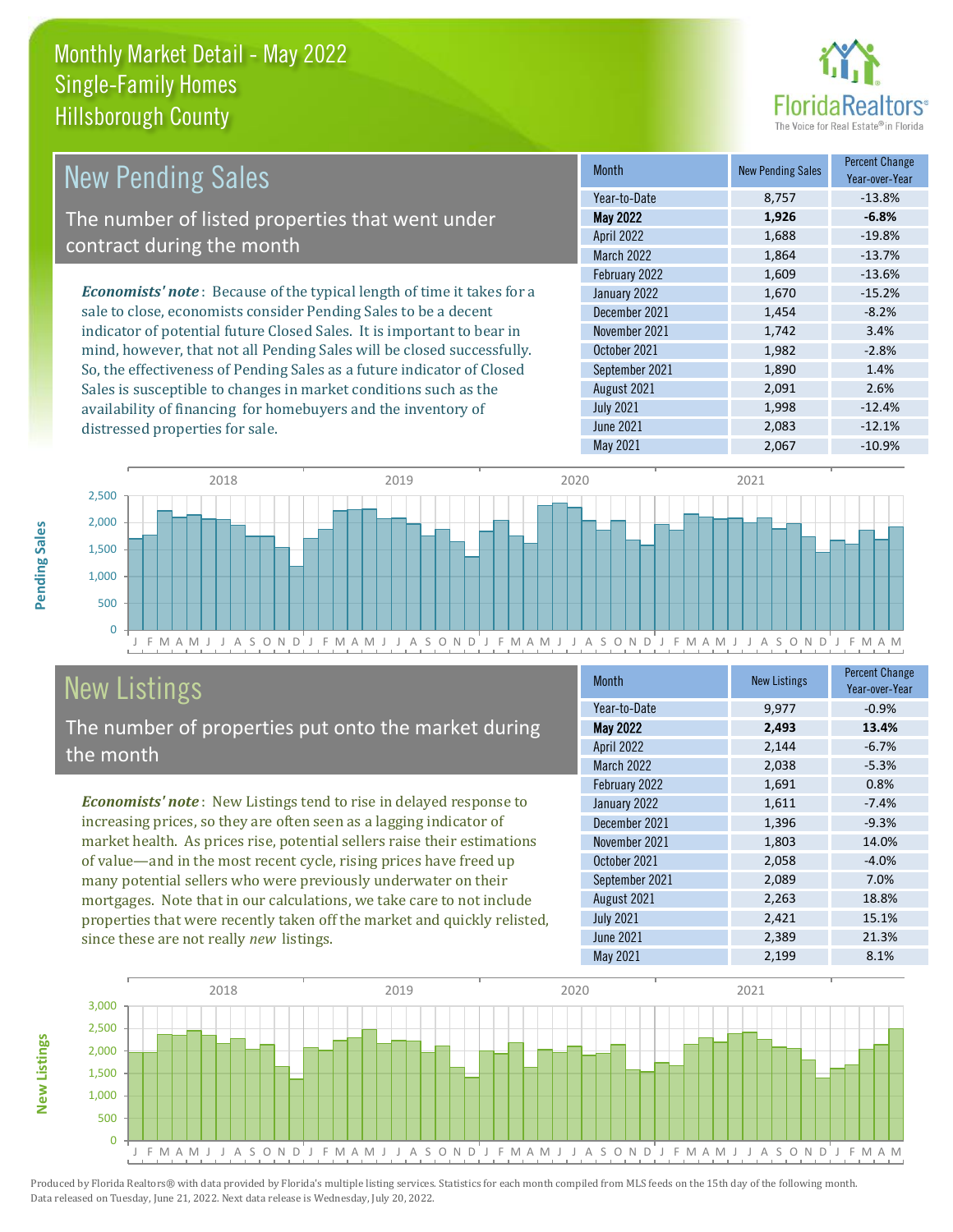# Monthly Market Detail - May 2022
## Single-Family Homes
## Hillsborough County

FloridaRealtors® The Voice for Real Estate® in Florida

## New Pending Sales

The number of listed properties that went under contract during the month

***Economists' note***: Because of the typical length of time it takes for a sale to close, economists consider Pending Sales to be a decent indicator of potential future Closed Sales. It is important to bear in mind, however, that not all Pending Sales will be closed successfully. So, the effectiveness of Pending Sales as a future indicator of Closed Sales is susceptible to changes in market conditions such as the availability of financing for homebuyers and the inventory of distressed properties for sale.

| Month | New Pending Sales | Percent Change Year-over-Year |
|---|---|---|
| Year-to-Date | 8,757 | -13.8% |
| **May 2022** | **1,926** | **-6.8%** |
| April 2022 | 1,688 | -19.8% |
| March 2022 | 1,864 | -13.7% |
| February 2022 | 1,609 | -13.6% |
| January 2022 | 1,670 | -15.2% |
| December 2021 | 1,454 | -8.2% |
| November 2021 | 1,742 | 3.4% |
| October 2021 | 1,982 | -2.8% |
| September 2021 | 1,890 | 1.4% |
| August 2021 | 2,091 | 2.6% |
| July 2021 | 1,998 | -12.4% |
| June 2021 | 2,083 | -12.1% |
| May 2021 | 2,067 | -10.9% |

Pending Sales

2018 2019 2020 2021

2,500
2,000
1,500
1,000
500
0

J F M A M J J A S O N D J F M A M J J A S O N D J F M A M J J A S O N D J F M A M J J A S O N D J F M A M

## New Listings

The number of properties put onto the market during the month

***Economists' note***: New Listings tend to rise in delayed response to increasing prices, so they are often seen as a lagging indicator of market health. As prices rise, potential sellers raise their estimations of value—and in the most recent cycle, rising prices have freed up many potential sellers who were previously underwater on their mortgages. Note that in our calculations, we take care to not include properties that were recently taken off the market and quickly relisted, since these are not really *new* listings.

| Month | New Listings | Percent Change Year-over-Year |
|---|---|---|
| Year-to-Date | 9,977 | -0.9% |
| **May 2022** | **2,493** | **13.4%** |
| April 2022 | 2,144 | -6.7% |
| March 2022 | 2,038 | -5.3% |
| February 2022 | 1,691 | 0.8% |
| January 2022 | 1,611 | -7.4% |
| December 2021 | 1,396 | -9.3% |
| November 2021 | 1,803 | 14.0% |
| October 2021 | 2,058 | -4.0% |
| September 2021 | 2,089 | 7.0% |
| August 2021 | 2,263 | 18.8% |
| July 2021 | 2,421 | 15.1% |
| June 2021 | 2,389 | 21.3% |
| May 2021 | 2,199 | 8.1% |

New Listings

2018 2019 2020 2021

3,000
2,500
2,000
1,500
1,000
500
0

J F M A M J J A S O N D J F M A M J J A S O N D J F M A M J J A S O N D J F M A M J J A S O N D J F M A M

Produced by Florida Realtors® with data provided by Florida's multiple listing services. Statistics for each month compiled from MLS feeds on the 15th day of the following month. Data released on Tuesday, June 21, 2022. Next data release is Wednesday, July 20, 2022.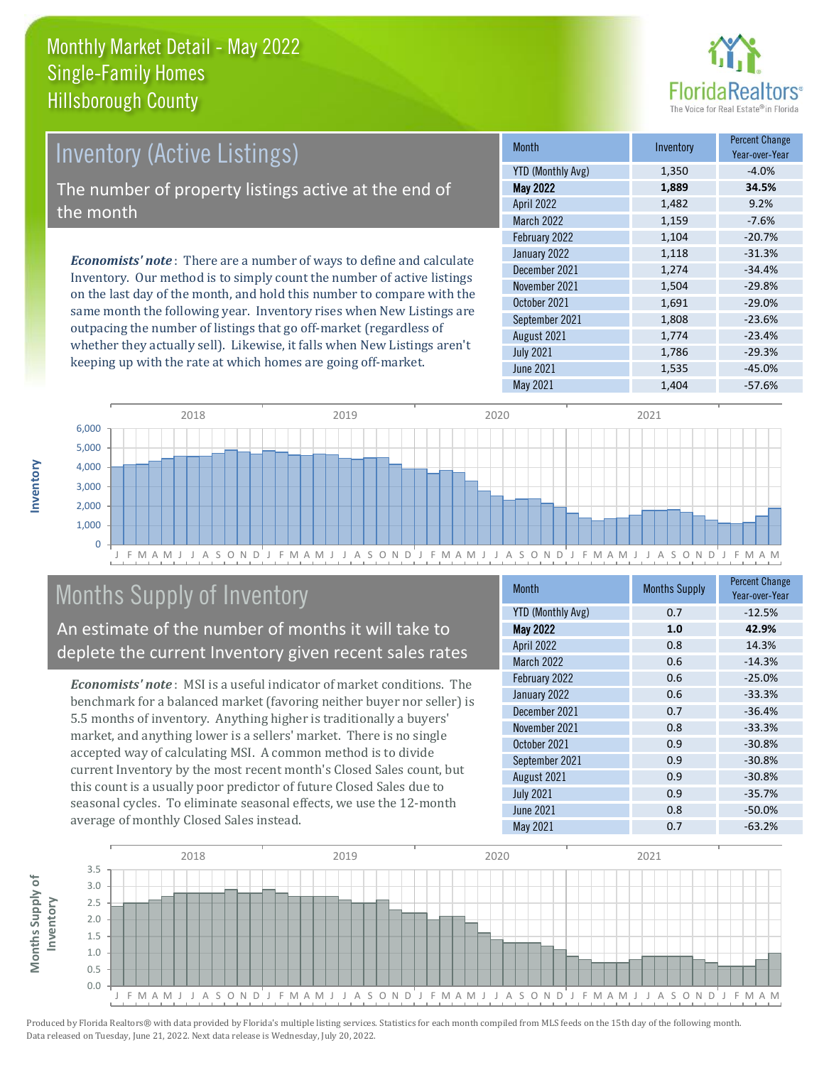# Monthly Market Detail - May 2022
## Single-Family Homes
## Hillsborough County

FloridaRealtors® The Voice for Real Estate® in Florida

## Inventory (Active Listings)

The number of property listings active at the end of the month

***Economists' note***: There are a number of ways to define and calculate Inventory. Our method is to simply count the number of active listings on the last day of the month, and hold this number to compare with the same month the following year. Inventory rises when New Listings are outpacing the number of listings that go off-market (regardless of whether they actually sell). Likewise, it falls when New Listings aren't keeping up with the rate at which homes are going off-market.

| Month | Inventory | Percent Change Year-over-Year |
|---|---|---|
| YTD (Monthly Avg) | 1,350 | -4.0% |
| **May 2022** | **1,889** | **34.5%** |
| April 2022 | 1,482 | 9.2% |
| March 2022 | 1,159 | -7.6% |
| February 2022 | 1,104 | -20.7% |
| January 2022 | 1,118 | -31.3% |
| December 2021 | 1,274 | -34.4% |
| November 2021 | 1,504 | -29.8% |
| October 2021 | 1,691 | -29.0% |
| September 2021 | 1,808 | -23.6% |
| August 2021 | 1,774 | -23.4% |
| July 2021 | 1,786 | -29.3% |
| June 2021 | 1,535 | -45.0% |
| May 2021 | 1,404 | -57.6% |

Inventory

2018 2019 2020 2021

6,000
5,000
4,000
3,000
2,000
1,000
0

J F M A M J J A S O N D J F M A M J J A S O N D J F M A M J J A S O N D J F M A M J J A S O N D J F M A M

## Months Supply of Inventory

An estimate of the number of months it will take to deplete the current Inventory given recent sales rates

***Economists' note***: MSI is a useful indicator of market conditions. The benchmark for a balanced market (favoring neither buyer nor seller) is 5.5 months of inventory. Anything higher is traditionally a buyers' market, and anything lower is a sellers' market. There is no single accepted way of calculating MSI. A common method is to divide current Inventory by the most recent month's Closed Sales count, but this count is a usually poor predictor of future Closed Sales due to seasonal cycles. To eliminate seasonal effects, we use the 12-month average of monthly Closed Sales instead.

| Month | Months Supply | Percent Change Year-over-Year |
|---|---|---|
| YTD (Monthly Avg) | 0.7 | -12.5% |
| **May 2022** | **1.0** | **42.9%** |
| April 2022 | 0.8 | 14.3% |
| March 2022 | 0.6 | -14.3% |
| February 2022 | 0.6 | -25.0% |
| January 2022 | 0.6 | -33.3% |
| December 2021 | 0.7 | -36.4% |
| November 2021 | 0.8 | -33.3% |
| October 2021 | 0.9 | -30.8% |
| September 2021 | 0.9 | -30.8% |
| August 2021 | 0.9 | -30.8% |
| July 2021 | 0.9 | -35.7% |
| June 2021 | 0.8 | -50.0% |
| May 2021 | 0.7 | -63.2% |

Months Supply of Inventory

2018 2019 2020 2021

3.5
3.0
2.5
2.0
1.5
1.0
0.5
0.0

J F M A M J J A S O N D J F M A M J J A S O N D J F M A M J J A S O N D J F M A M J J A S O N D J F M A M

Produced by Florida Realtors® with data provided by Florida's multiple listing services. Statistics for each month compiled from MLS feeds on the 15th day of the following month. Data released on Tuesday, June 21, 2022. Next data release is Wednesday, July 20, 2022.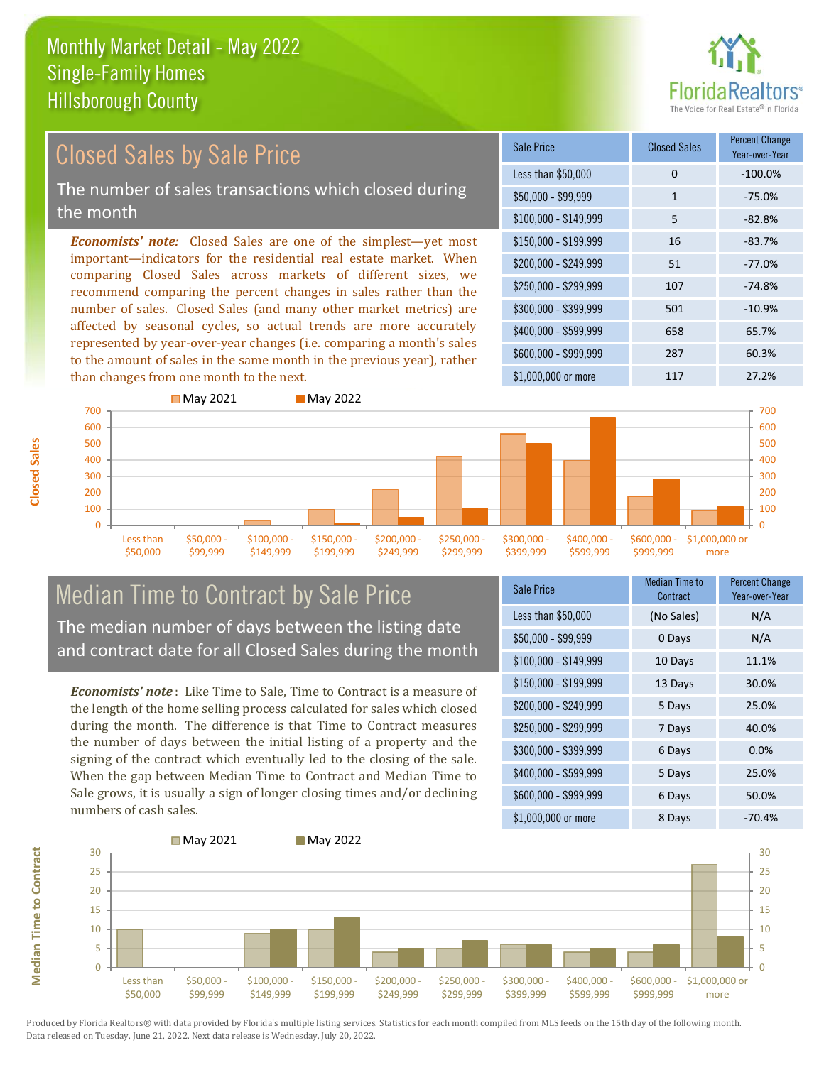# Monthly Market Detail - May 2022
## Single-Family Homes
## Hillsborough County

FloridaRealtors® The Voice for Real Estate® in Florida

## Closed Sales by Sale Price

The number of sales transactions which closed during the month

***Economists' note:*** Closed Sales are one of the simplest—yet most important—indicators for the residential real estate market. When comparing Closed Sales across markets of different sizes, we recommend comparing the percent changes in sales rather than the number of sales. Closed Sales (and many other market metrics) are affected by seasonal cycles, so actual trends are more accurately represented by year-over-year changes (i.e. comparing a month's sales to the amount of sales in the same month in the previous year), rather than changes from one month to the next.

| Sale Price | Closed Sales | Percent Change Year-over-Year |
|---|---|---|
| Less than $50,000 | 0 | -100.0% |
| $50,000 - $99,999 | 1 | -75.0% |
| $100,000 - $149,999 | 5 | -82.8% |
| $150,000 - $199,999 | 16 | -83.7% |
| $200,000 - $249,999 | 51 | -77.0% |
| $250,000 - $299,999 | 107 | -74.8% |
| $300,000 - $399,999 | 501 | -10.9% |
| $400,000 - $599,999 | 658 | 65.7% |
| $600,000 - $999,999 | 287 | 60.3% |
| $1,000,000 or more | 117 | 27.2% |

May 2021 | May 2022

Closed Sales

0, 100, 200, 300, 400, 500, 600, 700

Less than $50,000 | $50,000 - $99,999 | $100,000 - $149,999 | $150,000 - $199,999 | $200,000 - $249,999 | $250,000 - $299,999 | $300,000 - $399,999 | $400,000 - $599,999 | $600,000 - $999,999 | $1,000,000 or more

## Median Time to Contract by Sale Price

The median number of days between the listing date and contract date for all Closed Sales during the month

***Economists' note*** : Like Time to Sale, Time to Contract is a measure of the length of the home selling process calculated for sales which closed during the month. The difference is that Time to Contract measures the number of days between the initial listing of a property and the signing of the contract which eventually led to the closing of the sale. When the gap between Median Time to Contract and Median Time to Sale grows, it is usually a sign of longer closing times and/or declining numbers of cash sales.

| Sale Price | Median Time to Contract | Percent Change Year-over-Year |
|---|---|---|
| Less than $50,000 | (No Sales) | N/A |
| $50,000 - $99,999 | 0 Days | N/A |
| $100,000 - $149,999 | 10 Days | 11.1% |
| $150,000 - $199,999 | 13 Days | 30.0% |
| $200,000 - $249,999 | 5 Days | 25.0% |
| $250,000 - $299,999 | 7 Days | 40.0% |
| $300,000 - $399,999 | 6 Days | 0.0% |
| $400,000 - $599,999 | 5 Days | 25.0% |
| $600,000 - $999,999 | 6 Days | 50.0% |
| $1,000,000 or more | 8 Days | -70.4% |

May 2021 | May 2022

Median Time to Contract

0, 5, 10, 15, 20, 25, 30

Less than $50,000 | $50,000 - $99,999 | $100,000 - $149,999 | $150,000 - $199,999 | $200,000 - $249,999 | $250,000 - $299,999 | $300,000 - $399,999 | $400,000 - $599,999 | $600,000 - $999,999 | $1,000,000 or more

Produced by Florida Realtors® with data provided by Florida's multiple listing services. Statistics for each month compiled from MLS feeds on the 15th day of the following month. Data released on Tuesday, June 21, 2022. Next data release is Wednesday, July 20, 2022.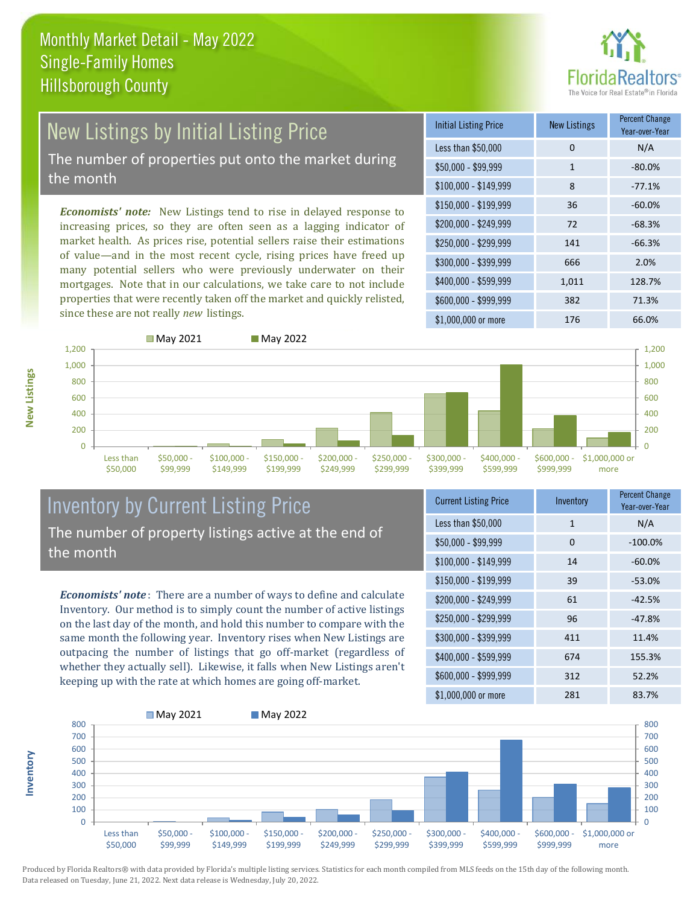# Monthly Market Detail - May 2022
## Single-Family Homes
## Hillsborough County

FloridaRealtors® The Voice for Real Estate® in Florida

## New Listings by Initial Listing Price

The number of properties put onto the market during the month

***Economists' note:*** New Listings tend to rise in delayed response to increasing prices, so they are often seen as a lagging indicator of market health. As prices rise, potential sellers raise their estimations of value—and in the most recent cycle, rising prices have freed up many potential sellers who were previously underwater on their mortgages. Note that in our calculations, we take care to not include properties that were recently taken off the market and quickly relisted, since these are not really *new* listings.

| Initial Listing Price | New Listings | Percent Change Year-over-Year |
|---|---|---|
| Less than $50,000 | 0 | N/A |
| $50,000 - $99,999 | 1 | -80.0% |
| $100,000 - $149,999 | 8 | -77.1% |
| $150,000 - $199,999 | 36 | -60.0% |
| $200,000 - $249,999 | 72 | -68.3% |
| $250,000 - $299,999 | 141 | -66.3% |
| $300,000 - $399,999 | 666 | 2.0% |
| $400,000 - $599,999 | 1,011 | 128.7% |
| $600,000 - $999,999 | 382 | 71.3% |
| $1,000,000 or more | 176 | 66.0% |

May 2021
May 2022
New Listings
0
200
400
600
800
1,000
1,200
Less than $50,000
$50,000 - $99,999
$100,000 - $149,999
$150,000 - $199,999
$200,000 - $249,999
$250,000 - $299,999
$300,000 - $399,999
$400,000 - $599,999
$600,000 - $999,999
$1,000,000 or more

## Inventory by Current Listing Price

The number of property listings active at the end of the month

***Economists' note*:** There are a number of ways to define and calculate Inventory. Our method is to simply count the number of active listings on the last day of the month, and hold this number to compare with the same month the following year. Inventory rises when New Listings are outpacing the number of listings that go off-market (regardless of whether they actually sell). Likewise, it falls when New Listings aren't keeping up with the rate at which homes are going off-market.

| Current Listing Price | Inventory | Percent Change Year-over-Year |
|---|---|---|
| Less than $50,000 | 1 | N/A |
| $50,000 - $99,999 | 0 | -100.0% |
| $100,000 - $149,999 | 14 | -60.0% |
| $150,000 - $199,999 | 39 | -53.0% |
| $200,000 - $249,999 | 61 | -42.5% |
| $250,000 - $299,999 | 96 | -47.8% |
| $300,000 - $399,999 | 411 | 11.4% |
| $400,000 - $599,999 | 674 | 155.3% |
| $600,000 - $999,999 | 312 | 52.2% |
| $1,000,000 or more | 281 | 83.7% |

May 2021
May 2022
Inventory
0
100
200
300
400
500
600
700
800
Less than $50,000
$50,000 - $99,999
$100,000 - $149,999
$150,000 - $199,999
$200,000 - $249,999
$250,000 - $299,999
$300,000 - $399,999
$400,000 - $599,999
$600,000 - $999,999
$1,000,000 or more

Produced by Florida Realtors® with data provided by Florida's multiple listing services. Statistics for each month compiled from MLS feeds on the 15th day of the following month. Data released on Tuesday, June 21, 2022. Next data release is Wednesday, July 20, 2022.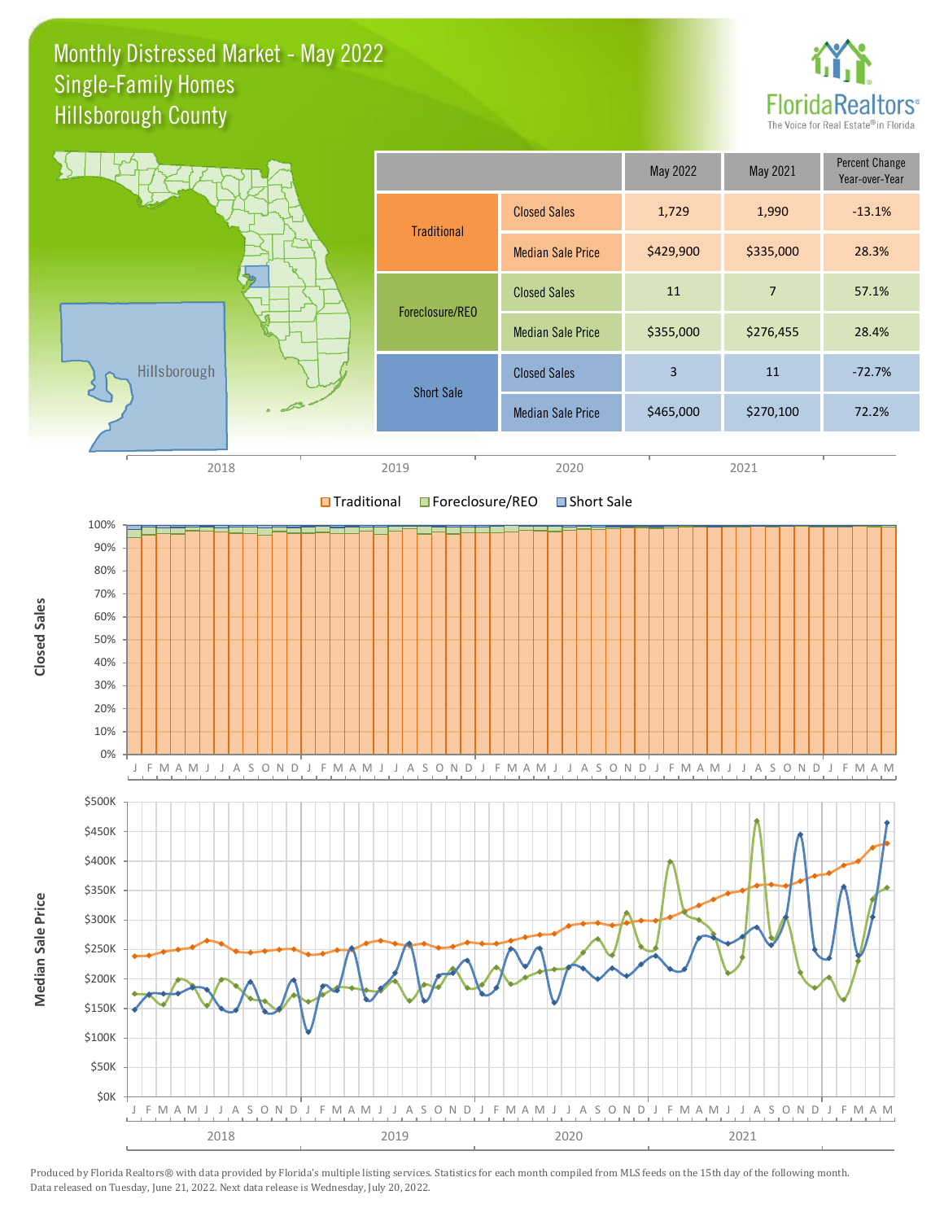# Monthly Distressed Market - May 2022
## Single-Family Homes
## Hillsborough County

FloridaRealtors®
The Voice for Real Estate® in Florida

Hillsborough

| | | May 2022 | May 2021 | Percent Change Year-over-Year |
|---|---|---|---|---|
| Traditional | Closed Sales | 1,729 | 1,990 | -13.1% |
| | Median Sale Price | $429,900 | $335,000 | 28.3% |
| Foreclosure/REO | Closed Sales | 11 | 7 | 57.1% |
| | Median Sale Price | $355,000 | $276,455 | 28.4% |
| Short Sale | Closed Sales | 3 | 11 | -72.7% |
| | Median Sale Price | $465,000 | $270,100 | 72.2% |

2018 2019 2020 2021

Traditional  Foreclosure/REO  Short Sale

Closed Sales

100% 90% 80% 70% 60% 50% 40% 30% 20% 10% 0%

J F M A M J J A S O N D J F M A M J J A S O N D J F M A M J J A S O N D J F M A M J J A S O N D J F M A M

Median Sale Price

$500K $450K $400K $350K $300K $250K $200K $150K $100K $50K $0K

J F M A M J J A S O N D J F M A M J J A S O N D J F M A M J J A S O N D J F M A M J J A S O N D J F M A M

2018 2019 2020 2021

Produced by Florida Realtors® with data provided by Florida's multiple listing services. Statistics for each month compiled from MLS feeds on the 15th day of the following month. Data released on Tuesday, June 21, 2022. Next data release is Wednesday, July 20, 2022.